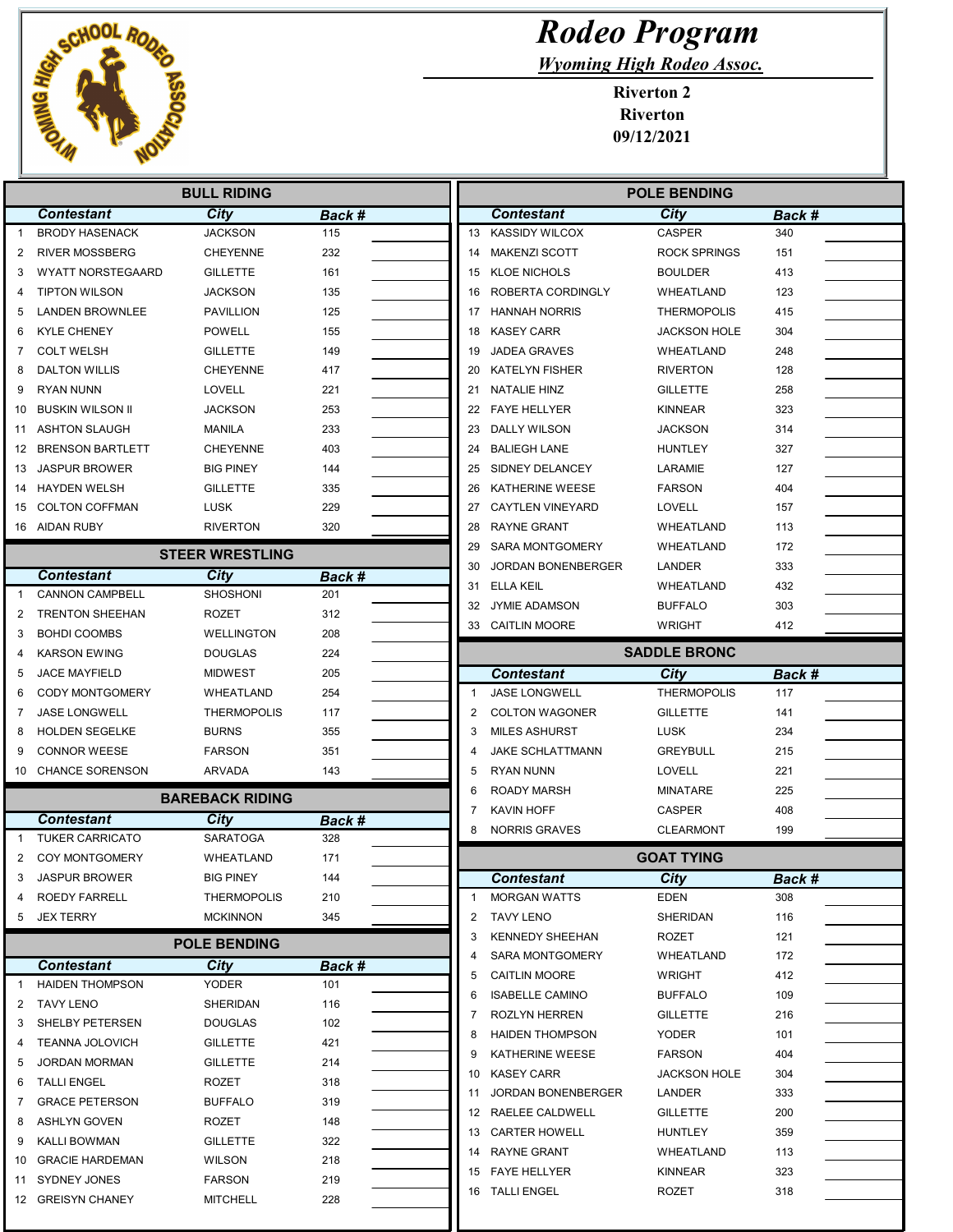# Rodeo Program

*Wyoming High Rodeo Assoc.*

**Riverton 2**
**Riverton**
**09/12/2021**

## BULL RIDING

| | Contestant | City | Back # | |
|---|---|---|---|---|
| 1 | BRODY HASENACK | JACKSON | 115 | |
| 2 | RIVER MOSSBERG | CHEYENNE | 232 | |
| 3 | WYATT NORSTEGAARD | GILLETTE | 161 | |
| 4 | TIPTON WILSON | JACKSON | 135 | |
| 5 | LANDEN BROWNLEE | PAVILLION | 125 | |
| 6 | KYLE CHENEY | POWELL | 155 | |
| 7 | COLT WELSH | GILLETTE | 149 | |
| 8 | DALTON WILLIS | CHEYENNE | 417 | |
| 9 | RYAN NUNN | LOVELL | 221 | |
| 10 | BUSKIN WILSON II | JACKSON | 253 | |
| 11 | ASHTON SLAUGH | MANILA | 233 | |
| 12 | BRENSON BARTLETT | CHEYENNE | 403 | |
| 13 | JASPUR BROWER | BIG PINEY | 144 | |
| 14 | HAYDEN WELSH | GILLETTE | 335 | |
| 15 | COLTON COFFMAN | LUSK | 229 | |
| 16 | AIDAN RUBY | RIVERTON | 320 | |

## STEER WRESTLING

| | Contestant | City | Back # | |
|---|---|---|---|---|
| 1 | CANNON CAMPBELL | SHOSHONI | 201 | |
| 2 | TRENTON SHEEHAN | ROZET | 312 | |
| 3 | BOHDI COOMBS | WELLINGTON | 208 | |
| 4 | KARSON EWING | DOUGLAS | 224 | |
| 5 | JACE MAYFIELD | MIDWEST | 205 | |
| 6 | CODY MONTGOMERY | WHEATLAND | 254 | |
| 7 | JASE LONGWELL | THERMOPOLIS | 117 | |
| 8 | HOLDEN SEGELKE | BURNS | 355 | |
| 9 | CONNOR WEESE | FARSON | 351 | |
| 10 | CHANCE SORENSON | ARVADA | 143 | |

## BAREBACK RIDING

| | Contestant | City | Back # | |
|---|---|---|---|---|
| 1 | TUKER CARRICATO | SARATOGA | 328 | |
| 2 | COY MONTGOMERY | WHEATLAND | 171 | |
| 3 | JASPUR BROWER | BIG PINEY | 144 | |
| 4 | ROEDY FARRELL | THERMOPOLIS | 210 | |
| 5 | JEX TERRY | MCKINNON | 345 | |

## POLE BENDING

| | Contestant | City | Back # | |
|---|---|---|---|---|
| 1 | HAIDEN THOMPSON | YODER | 101 | |
| 2 | TAVY LENO | SHERIDAN | 116 | |
| 3 | SHELBY PETERSEN | DOUGLAS | 102 | |
| 4 | TEANNA JOLOVICH | GILLETTE | 421 | |
| 5 | JORDAN MORMAN | GILLETTE | 214 | |
| 6 | TALLI ENGEL | ROZET | 318 | |
| 7 | GRACE PETERSON | BUFFALO | 319 | |
| 8 | ASHLYN GOVEN | ROZET | 148 | |
| 9 | KALLI BOWMAN | GILLETTE | 322 | |
| 10 | GRACIE HARDEMAN | WILSON | 218 | |
| 11 | SYDNEY JONES | FARSON | 219 | |
| 12 | GREISYN CHANEY | MITCHELL | 228 | |
| 13 | KASSIDY WILCOX | CASPER | 340 | |
| 14 | MAKENZI SCOTT | ROCK SPRINGS | 151 | |
| 15 | KLOE NICHOLS | BOULDER | 413 | |
| 16 | ROBERTA CORDINGLY | WHEATLAND | 123 | |
| 17 | HANNAH NORRIS | THERMOPOLIS | 415 | |
| 18 | KASEY CARR | JACKSON HOLE | 304 | |
| 19 | JADEA GRAVES | WHEATLAND | 248 | |
| 20 | KATELYN FISHER | RIVERTON | 128 | |
| 21 | NATALIE HINZ | GILLETTE | 258 | |
| 22 | FAYE HELLYER | KINNEAR | 323 | |
| 23 | DALLY WILSON | JACKSON | 314 | |
| 24 | BALIEGH LANE | HUNTLEY | 327 | |
| 25 | SIDNEY DELANCEY | LARAMIE | 127 | |
| 26 | KATHERINE WEESE | FARSON | 404 | |
| 27 | CAYTLEN VINEYARD | LOVELL | 157 | |
| 28 | RAYNE GRANT | WHEATLAND | 113 | |
| 29 | SARA MONTGOMERY | WHEATLAND | 172 | |
| 30 | JORDAN BONENBERGER | LANDER | 333 | |
| 31 | ELLA KEIL | WHEATLAND | 432 | |
| 32 | JYMIE ADAMSON | BUFFALO | 303 | |
| 33 | CAITLIN MOORE | WRIGHT | 412 | |

## SADDLE BRONC

| | Contestant | City | Back # | |
|---|---|---|---|---|
| 1 | JASE LONGWELL | THERMOPOLIS | 117 | |
| 2 | COLTON WAGONER | GILLETTE | 141 | |
| 3 | MILES ASHURST | LUSK | 234 | |
| 4 | JAKE SCHLATTMANN | GREYBULL | 215 | |
| 5 | RYAN NUNN | LOVELL | 221 | |
| 6 | ROADY MARSH | MINATARE | 225 | |
| 7 | KAVIN HOFF | CASPER | 408 | |
| 8 | NORRIS GRAVES | CLEARMONT | 199 | |

## GOAT TYING

| | Contestant | City | Back # | |
|---|---|---|---|---|
| 1 | MORGAN WATTS | EDEN | 308 | |
| 2 | TAVY LENO | SHERIDAN | 116 | |
| 3 | KENNEDY SHEEHAN | ROZET | 121 | |
| 4 | SARA MONTGOMERY | WHEATLAND | 172 | |
| 5 | CAITLIN MOORE | WRIGHT | 412 | |
| 6 | ISABELLE CAMINO | BUFFALO | 109 | |
| 7 | ROZLYN HERREN | GILLETTE | 216 | |
| 8 | HAIDEN THOMPSON | YODER | 101 | |
| 9 | KATHERINE WEESE | FARSON | 404 | |
| 10 | KASEY CARR | JACKSON HOLE | 304 | |
| 11 | JORDAN BONENBERGER | LANDER | 333 | |
| 12 | RAELEE CALDWELL | GILLETTE | 200 | |
| 13 | CARTER HOWELL | HUNTLEY | 359 | |
| 14 | RAYNE GRANT | WHEATLAND | 113 | |
| 15 | FAYE HELLYER | KINNEAR | 323 | |
| 16 | TALLI ENGEL | ROZET | 318 | |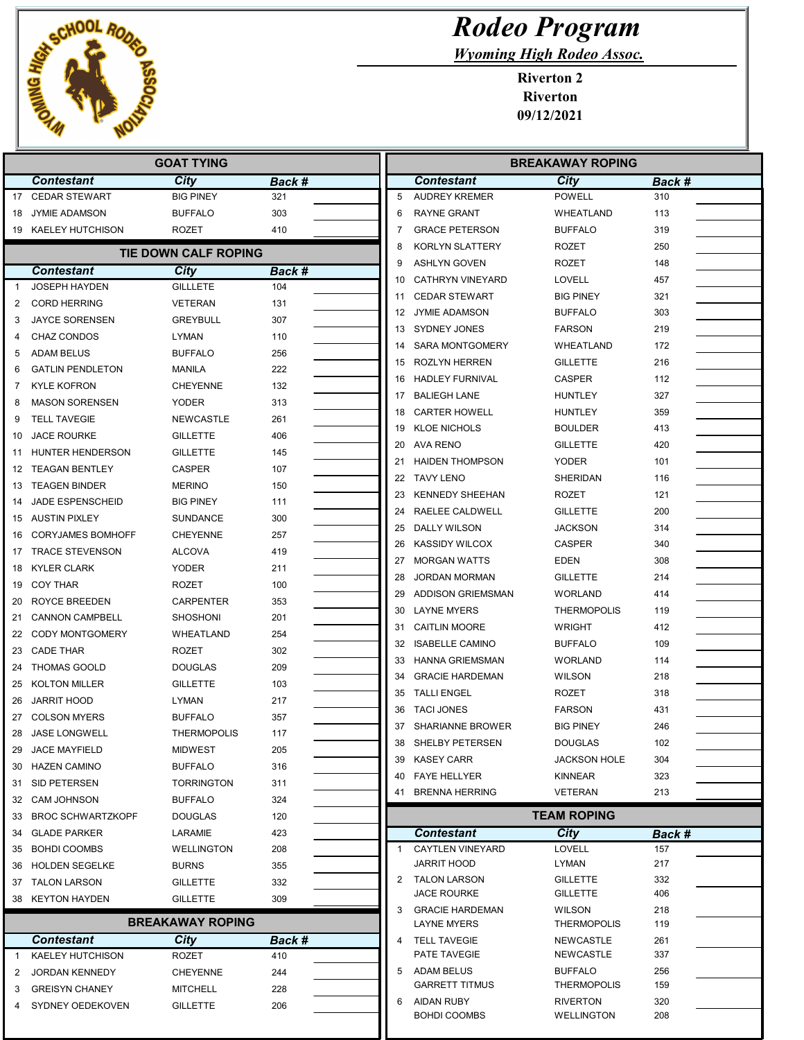# Rodeo Program

*Wyoming High Rodeo Assoc.*

**Riverton 2**
**Riverton**
**09/12/2021**

## GOAT TYING

| | Contestant | City | Back # | |
|---|---|---|---|---|
| 17 | CEDAR STEWART | BIG PINEY | 321 | |
| 18 | JYMIE ADAMSON | BUFFALO | 303 | |
| 19 | KAELEY HUTCHISON | ROZET | 410 | |

## TIE DOWN CALF ROPING

| | Contestant | City | Back # | |
|---|---|---|---|---|
| 1 | JOSEPH HAYDEN | GILLLETE | 104 | |
| 2 | CORD HERRING | VETERAN | 131 | |
| 3 | JAYCE SORENSEN | GREYBULL | 307 | |
| 4 | CHAZ CONDOS | LYMAN | 110 | |
| 5 | ADAM BELUS | BUFFALO | 256 | |
| 6 | GATLIN PENDLETON | MANILA | 222 | |
| 7 | KYLE KOFRON | CHEYENNE | 132 | |
| 8 | MASON SORENSEN | YODER | 313 | |
| 9 | TELL TAVEGIE | NEWCASTLE | 261 | |
| 10 | JACE ROURKE | GILLETTE | 406 | |
| 11 | HUNTER HENDERSON | GILLETTE | 145 | |
| 12 | TEAGAN BENTLEY | CASPER | 107 | |
| 13 | TEAGEN BINDER | MERINO | 150 | |
| 14 | JADE ESPENSCHEID | BIG PINEY | 111 | |
| 15 | AUSTIN PIXLEY | SUNDANCE | 300 | |
| 16 | CORYJAMES BOMHOFF | CHEYENNE | 257 | |
| 17 | TRACE STEVENSON | ALCOVA | 419 | |
| 18 | KYLER CLARK | YODER | 211 | |
| 19 | COY THAR | ROZET | 100 | |
| 20 | ROYCE BREEDEN | CARPENTER | 353 | |
| 21 | CANNON CAMPBELL | SHOSHONI | 201 | |
| 22 | CODY MONTGOMERY | WHEATLAND | 254 | |
| 23 | CADE THAR | ROZET | 302 | |
| 24 | THOMAS GOOLD | DOUGLAS | 209 | |
| 25 | KOLTON MILLER | GILLETTE | 103 | |
| 26 | JARRIT HOOD | LYMAN | 217 | |
| 27 | COLSON MYERS | BUFFALO | 357 | |
| 28 | JASE LONGWELL | THERMOPOLIS | 117 | |
| 29 | JACE MAYFIELD | MIDWEST | 205 | |
| 30 | HAZEN CAMINO | BUFFALO | 316 | |
| 31 | SID PETERSEN | TORRINGTON | 311 | |
| 32 | CAM JOHNSON | BUFFALO | 324 | |
| 33 | BROC SCHWARTZKOPF | DOUGLAS | 120 | |
| 34 | GLADE PARKER | LARAMIE | 423 | |
| 35 | BOHDI COOMBS | WELLINGTON | 208 | |
| 36 | HOLDEN SEGELKE | BURNS | 355 | |
| 37 | TALON LARSON | GILLETTE | 332 | |
| 38 | KEYTON HAYDEN | GILLETTE | 309 | |

## BREAKAWAY ROPING

| | Contestant | City | Back # | |
|---|---|---|---|---|
| 1 | KAELEY HUTCHISON | ROZET | 410 | |
| 2 | JORDAN KENNEDY | CHEYENNE | 244 | |
| 3 | GREISYN CHANEY | MITCHELL | 228 | |
| 4 | SYDNEY OEDEKOVEN | GILLETTE | 206 | |
| 5 | AUDREY KREMER | POWELL | 310 | |
| 6 | RAYNE GRANT | WHEATLAND | 113 | |
| 7 | GRACE PETERSON | BUFFALO | 319 | |
| 8 | KORLYN SLATTERY | ROZET | 250 | |
| 9 | ASHLYN GOVEN | ROZET | 148 | |
| 10 | CATHRYN VINEYARD | LOVELL | 457 | |
| 11 | CEDAR STEWART | BIG PINEY | 321 | |
| 12 | JYMIE ADAMSON | BUFFALO | 303 | |
| 13 | SYDNEY JONES | FARSON | 219 | |
| 14 | SARA MONTGOMERY | WHEATLAND | 172 | |
| 15 | ROZLYN HERREN | GILLETTE | 216 | |
| 16 | HADLEY FURNIVAL | CASPER | 112 | |
| 17 | BALIEGH LANE | HUNTLEY | 327 | |
| 18 | CARTER HOWELL | HUNTLEY | 359 | |
| 19 | KLOE NICHOLS | BOULDER | 413 | |
| 20 | AVA RENO | GILLETTE | 420 | |
| 21 | HAIDEN THOMPSON | YODER | 101 | |
| 22 | TAVY LENO | SHERIDAN | 116 | |
| 23 | KENNEDY SHEEHAN | ROZET | 121 | |
| 24 | RAELEE CALDWELL | GILLETTE | 200 | |
| 25 | DALLY WILSON | JACKSON | 314 | |
| 26 | KASSIDY WILCOX | CASPER | 340 | |
| 27 | MORGAN WATTS | EDEN | 308 | |
| 28 | JORDAN MORMAN | GILLETTE | 214 | |
| 29 | ADDISON GRIEMSMAN | WORLAND | 414 | |
| 30 | LAYNE MYERS | THERMOPOLIS | 119 | |
| 31 | CAITLIN MOORE | WRIGHT | 412 | |
| 32 | ISABELLE CAMINO | BUFFALO | 109 | |
| 33 | HANNA GRIEMSMAN | WORLAND | 114 | |
| 34 | GRACIE HARDEMAN | WILSON | 218 | |
| 35 | TALLI ENGEL | ROZET | 318 | |
| 36 | TACI JONES | FARSON | 431 | |
| 37 | SHARIANNE BROWER | BIG PINEY | 246 | |
| 38 | SHELBY PETERSEN | DOUGLAS | 102 | |
| 39 | KASEY CARR | JACKSON HOLE | 304 | |
| 40 | FAYE HELLYER | KINNEAR | 323 | |
| 41 | BRENNA HERRING | VETERAN | 213 | |

## TEAM ROPING

| | Contestant | City | Back # | |
|---|---|---|---|---|
| 1 | CAYTLEN VINEYARD | LOVELL | 157 | |
| | JARRIT HOOD | LYMAN | 217 | |
| 2 | TALON LARSON | GILLETTE | 332 | |
| | JACE ROURKE | GILLETTE | 406 | |
| 3 | GRACIE HARDEMAN | WILSON | 218 | |
| | LAYNE MYERS | THERMOPOLIS | 119 | |
| 4 | TELL TAVEGIE | NEWCASTLE | 261 | |
| | PATE TAVEGIE | NEWCASTLE | 337 | |
| 5 | ADAM BELUS | BUFFALO | 256 | |
| | GARRETT TITMUS | THERMOPOLIS | 159 | |
| 6 | AIDAN RUBY | RIVERTON | 320 | |
| | BOHDI COOMBS | WELLINGTON | 208 | |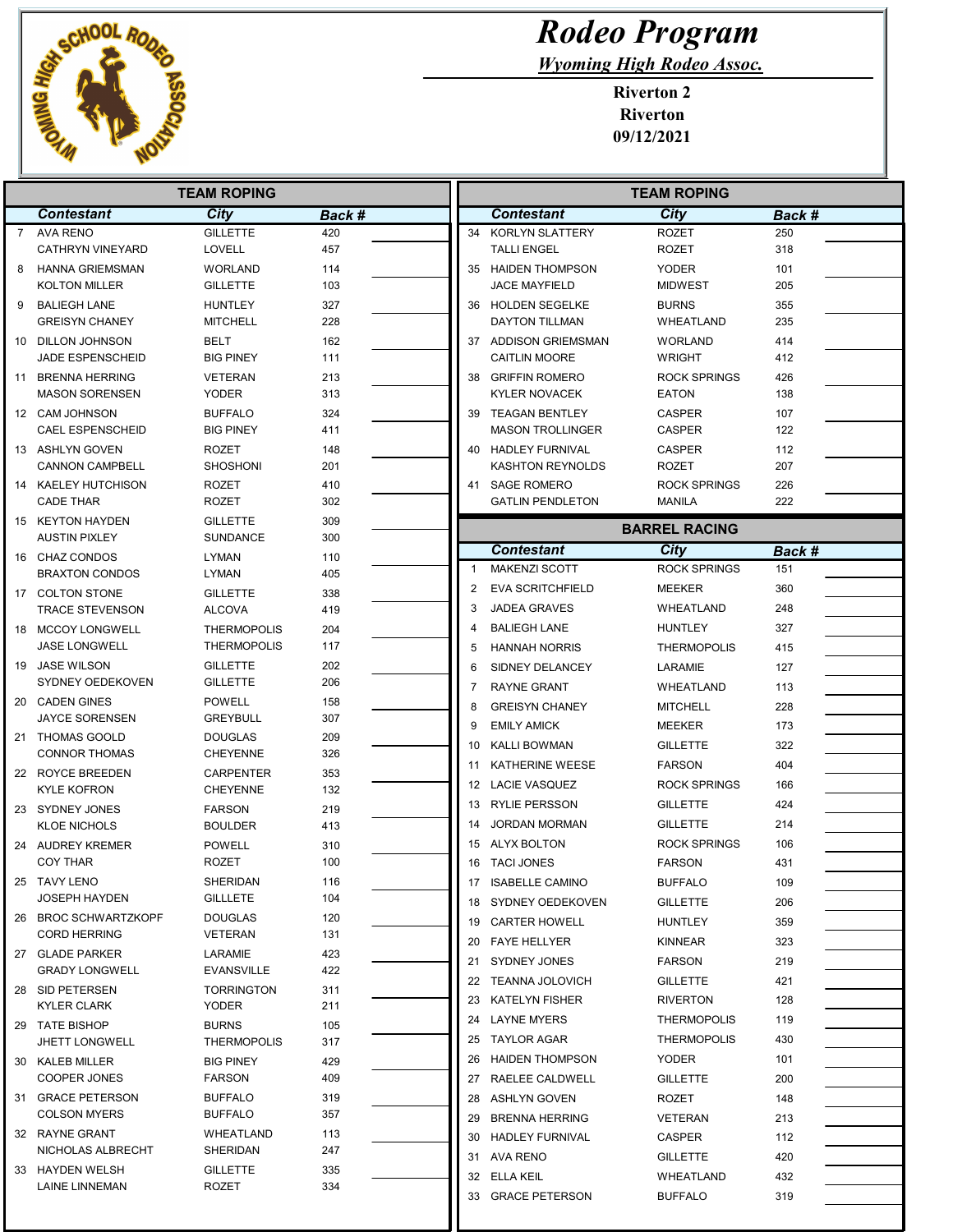# Rodeo Program

*Wyoming High Rodeo Assoc.*

**Riverton 2**
**Riverton**
**09/12/2021**

## TEAM ROPING

| # | Contestant | City | Back # | |
|---|---|---|---|---|
| 7 | AVA RENO | GILLETTE | 420 | |
| | CATHRYN VINEYARD | LOVELL | 457 | |
| 8 | HANNA GRIEMSMAN | WORLAND | 114 | |
| | KOLTON MILLER | GILLETTE | 103 | |
| 9 | BALIEGH LANE | HUNTLEY | 327 | |
| | GREISYN CHANEY | MITCHELL | 228 | |
| 10 | DILLON JOHNSON | BELT | 162 | |
| | JADE ESPENSCHEID | BIG PINEY | 111 | |
| 11 | BRENNA HERRING | VETERAN | 213 | |
| | MASON SORENSEN | YODER | 313 | |
| 12 | CAM JOHNSON | BUFFALO | 324 | |
| | CAEL ESPENSCHEID | BIG PINEY | 411 | |
| 13 | ASHLYN GOVEN | ROZET | 148 | |
| | CANNON CAMPBELL | SHOSHONI | 201 | |
| 14 | KAELEY HUTCHISON | ROZET | 410 | |
| | CADE THAR | ROZET | 302 | |
| 15 | KEYTON HAYDEN | GILLETTE | 309 | |
| | AUSTIN PIXLEY | SUNDANCE | 300 | |
| 16 | CHAZ CONDOS | LYMAN | 110 | |
| | BRAXTON CONDOS | LYMAN | 405 | |
| 17 | COLTON STONE | GILLETTE | 338 | |
| | TRACE STEVENSON | ALCOVA | 419 | |
| 18 | MCCOY LONGWELL | THERMOPOLIS | 204 | |
| | JASE LONGWELL | THERMOPOLIS | 117 | |
| 19 | JASE WILSON | GILLETTE | 202 | |
| | SYDNEY OEDEKOVEN | GILLETTE | 206 | |
| 20 | CADEN GINES | POWELL | 158 | |
| | JAYCE SORENSEN | GREYBULL | 307 | |
| 21 | THOMAS GOOLD | DOUGLAS | 209 | |
| | CONNOR THOMAS | CHEYENNE | 326 | |
| 22 | ROYCE BREEDEN | CARPENTER | 353 | |
| | KYLE KOFRON | CHEYENNE | 132 | |
| 23 | SYDNEY JONES | FARSON | 219 | |
| | KLOE NICHOLS | BOULDER | 413 | |
| 24 | AUDREY KREMER | POWELL | 310 | |
| | COY THAR | ROZET | 100 | |
| 25 | TAVY LENO | SHERIDAN | 116 | |
| | JOSEPH HAYDEN | GILLLETE | 104 | |
| 26 | BROC SCHWARTZKOPF | DOUGLAS | 120 | |
| | CORD HERRING | VETERAN | 131 | |
| 27 | GLADE PARKER | LARAMIE | 423 | |
| | GRADY LONGWELL | EVANSVILLE | 422 | |
| 28 | SID PETERSEN | TORRINGTON | 311 | |
| | KYLER CLARK | YODER | 211 | |
| 29 | TATE BISHOP | BURNS | 105 | |
| | JHETT LONGWELL | THERMOPOLIS | 317 | |
| 30 | KALEB MILLER | BIG PINEY | 429 | |
| | COOPER JONES | FARSON | 409 | |
| 31 | GRACE PETERSON | BUFFALO | 319 | |
| | COLSON MYERS | BUFFALO | 357 | |
| 32 | RAYNE GRANT | WHEATLAND | 113 | |
| | NICHOLAS ALBRECHT | SHERIDAN | 247 | |
| 33 | HAYDEN WELSH | GILLETTE | 335 | |
| | LAINE LINNEMAN | ROZET | 334 | |
| 34 | KORLYN SLATTERY | ROZET | 250 | |
| | TALLI ENGEL | ROZET | 318 | |
| 35 | HAIDEN THOMPSON | YODER | 101 | |
| | JACE MAYFIELD | MIDWEST | 205 | |
| 36 | HOLDEN SEGELKE | BURNS | 355 | |
| | DAYTON TILLMAN | WHEATLAND | 235 | |
| 37 | ADDISON GRIEMSMAN | WORLAND | 414 | |
| | CAITLIN MOORE | WRIGHT | 412 | |
| 38 | GRIFFIN ROMERO | ROCK SPRINGS | 426 | |
| | KYLER NOVACEK | EATON | 138 | |
| 39 | TEAGAN BENTLEY | CASPER | 107 | |
| | MASON TROLLINGER | CASPER | 122 | |
| 40 | HADLEY FURNIVAL | CASPER | 112 | |
| | KASHTON REYNOLDS | ROZET | 207 | |
| 41 | SAGE ROMERO | ROCK SPRINGS | 226 | |
| | GATLIN PENDLETON | MANILA | 222 | |

## BARREL RACING

| # | Contestant | City | Back # | |
|---|---|---|---|---|
| 1 | MAKENZI SCOTT | ROCK SPRINGS | 151 | |
| 2 | EVA SCRITCHFIELD | MEEKER | 360 | |
| 3 | JADEA GRAVES | WHEATLAND | 248 | |
| 4 | BALIEGH LANE | HUNTLEY | 327 | |
| 5 | HANNAH NORRIS | THERMOPOLIS | 415 | |
| 6 | SIDNEY DELANCEY | LARAMIE | 127 | |
| 7 | RAYNE GRANT | WHEATLAND | 113 | |
| 8 | GREISYN CHANEY | MITCHELL | 228 | |
| 9 | EMILY AMICK | MEEKER | 173 | |
| 10 | KALLI BOWMAN | GILLETTE | 322 | |
| 11 | KATHERINE WEESE | FARSON | 404 | |
| 12 | LACIE VASQUEZ | ROCK SPRINGS | 166 | |
| 13 | RYLIE PERSSON | GILLETTE | 424 | |
| 14 | JORDAN MORMAN | GILLETTE | 214 | |
| 15 | ALYX BOLTON | ROCK SPRINGS | 106 | |
| 16 | TACI JONES | FARSON | 431 | |
| 17 | ISABELLE CAMINO | BUFFALO | 109 | |
| 18 | SYDNEY OEDEKOVEN | GILLETTE | 206 | |
| 19 | CARTER HOWELL | HUNTLEY | 359 | |
| 20 | FAYE HELLYER | KINNEAR | 323 | |
| 21 | SYDNEY JONES | FARSON | 219 | |
| 22 | TEANNA JOLOVICH | GILLETTE | 421 | |
| 23 | KATELYN FISHER | RIVERTON | 128 | |
| 24 | LAYNE MYERS | THERMOPOLIS | 119 | |
| 25 | TAYLOR AGAR | THERMOPOLIS | 430 | |
| 26 | HAIDEN THOMPSON | YODER | 101 | |
| 27 | RAELEE CALDWELL | GILLETTE | 200 | |
| 28 | ASHLYN GOVEN | ROZET | 148 | |
| 29 | BRENNA HERRING | VETERAN | 213 | |
| 30 | HADLEY FURNIVAL | CASPER | 112 | |
| 31 | AVA RENO | GILLETTE | 420 | |
| 32 | ELLA KEIL | WHEATLAND | 432 | |
| 33 | GRACE PETERSON | BUFFALO | 319 | |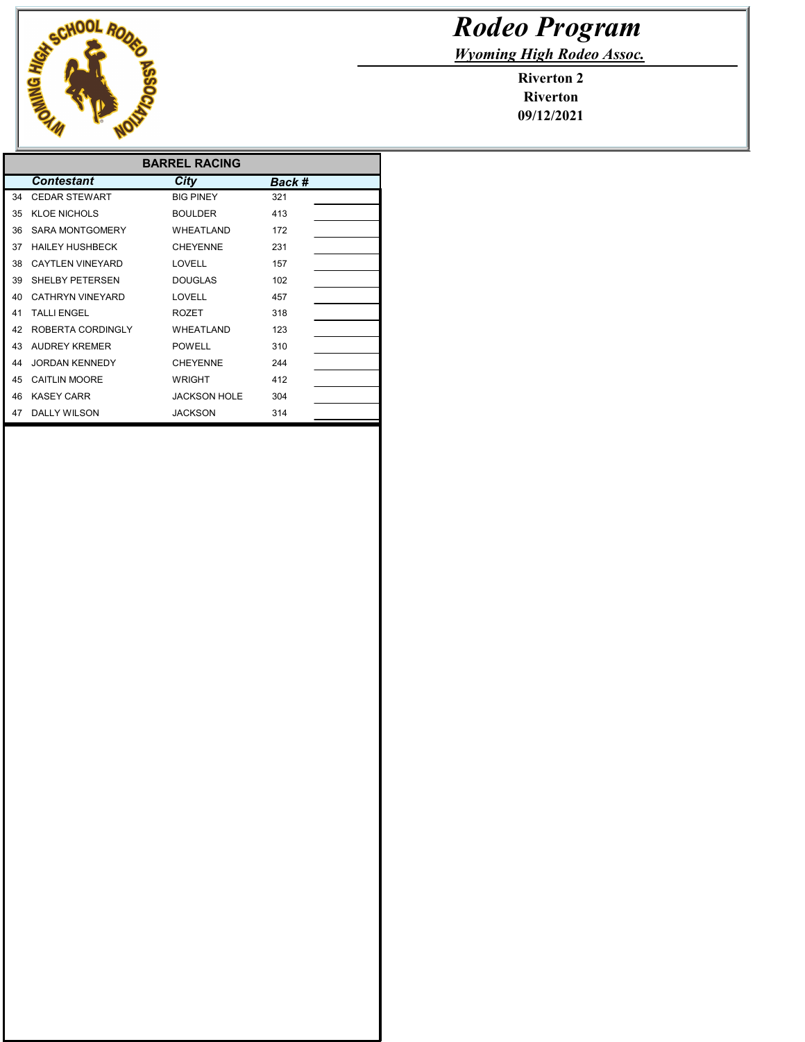# Rodeo Program

***Wyoming High Rodeo Assoc.***

**Riverton 2**
**Riverton**
**09/12/2021**

## BARREL RACING

| | Contestant | City | Back # | |
|---|---|---|---|---|
| 34 | CEDAR STEWART | BIG PINEY | 321 | |
| 35 | KLOE NICHOLS | BOULDER | 413 | |
| 36 | SARA MONTGOMERY | WHEATLAND | 172 | |
| 37 | HAILEY HUSHBECK | CHEYENNE | 231 | |
| 38 | CAYTLEN VINEYARD | LOVELL | 157 | |
| 39 | SHELBY PETERSEN | DOUGLAS | 102 | |
| 40 | CATHRYN VINEYARD | LOVELL | 457 | |
| 41 | TALLI ENGEL | ROZET | 318 | |
| 42 | ROBERTA CORDINGLY | WHEATLAND | 123 | |
| 43 | AUDREY KREMER | POWELL | 310 | |
| 44 | JORDAN KENNEDY | CHEYENNE | 244 | |
| 45 | CAITLIN MOORE | WRIGHT | 412 | |
| 46 | KASEY CARR | JACKSON HOLE | 304 | |
| 47 | DALLY WILSON | JACKSON | 314 | |